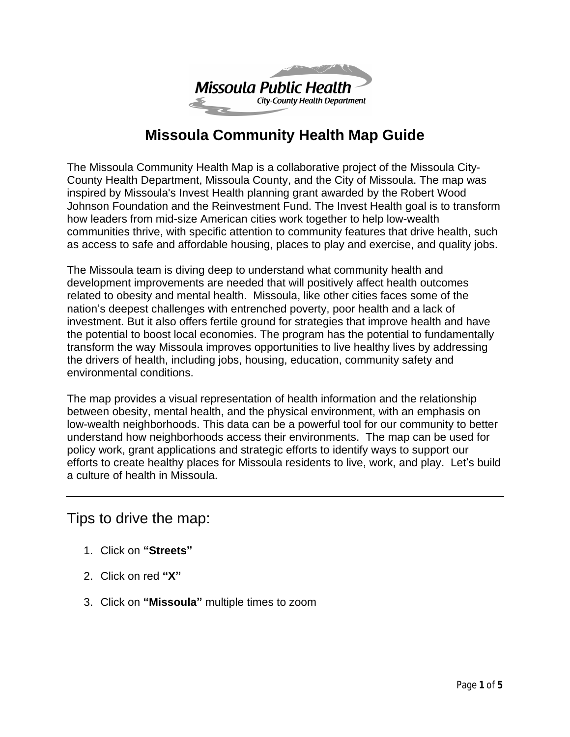Missoula Public Health
City-County Health Department

# Missoula Community Health Map Guide

The Missoula Community Health Map is a collaborative project of the Missoula City-County Health Department, Missoula County, and the City of Missoula. The map was inspired by Missoula's Invest Health planning grant awarded by the Robert Wood Johnson Foundation and the Reinvestment Fund. The Invest Health goal is to transform how leaders from mid-size American cities work together to help low-wealth communities thrive, with specific attention to community features that drive health, such as access to safe and affordable housing, places to play and exercise, and quality jobs.

The Missoula team is diving deep to understand what community health and development improvements are needed that will positively affect health outcomes related to obesity and mental health. Missoula, like other cities faces some of the nation's deepest challenges with entrenched poverty, poor health and a lack of investment. But it also offers fertile ground for strategies that improve health and have the potential to boost local economies. The program has the potential to fundamentally transform the way Missoula improves opportunities to live healthy lives by addressing the drivers of health, including jobs, housing, education, community safety and environmental conditions.

The map provides a visual representation of health information and the relationship between obesity, mental health, and the physical environment, with an emphasis on low-wealth neighborhoods. This data can be a powerful tool for our community to better understand how neighborhoods access their environments. The map can be used for policy work, grant applications and strategic efforts to identify ways to support our efforts to create healthy places for Missoula residents to live, work, and play. Let's build a culture of health in Missoula.

---

## Tips to drive the map:

1. Click on **"Streets"**
2. Click on red **"X"**
3. Click on **"Missoula"** multiple times to zoom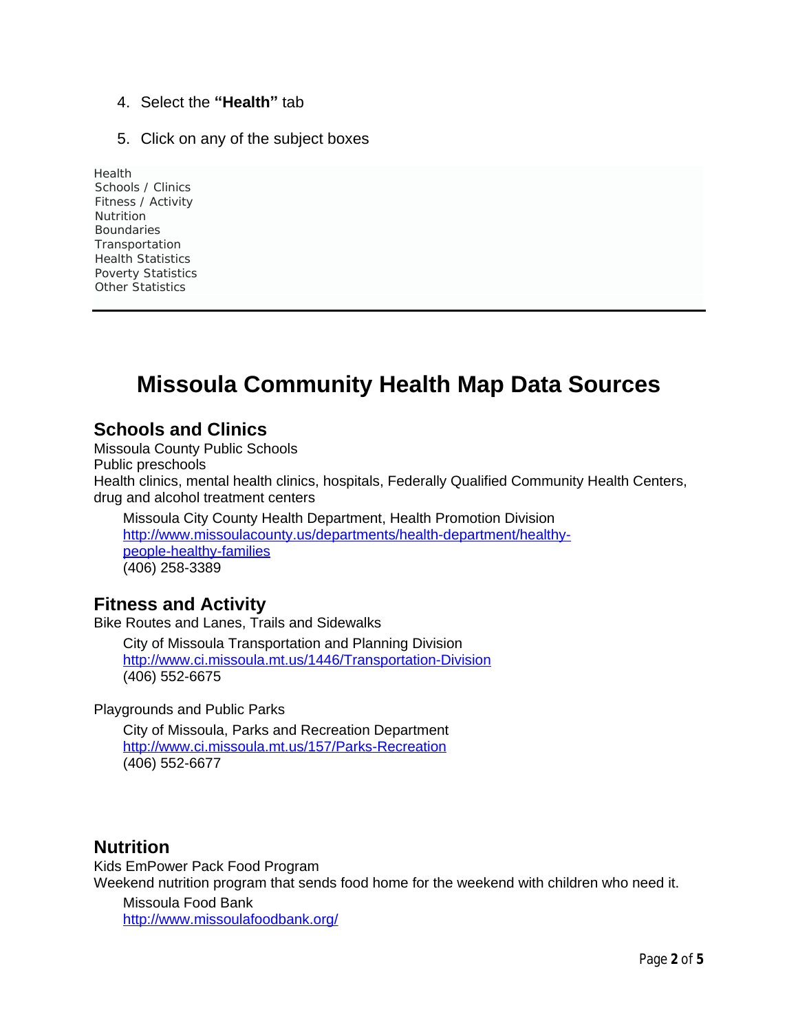4. Select the **"Health"** tab

5. Click on any of the subject boxes

Health
Schools / Clinics
Fitness / Activity
Nutrition
Boundaries
Transportation
Health Statistics
Poverty Statistics
Other Statistics

---

# Missoula Community Health Map Data Sources

## Schools and Clinics

Missoula County Public Schools
Public preschools
Health clinics, mental health clinics, hospitals, Federally Qualified Community Health Centers, drug and alcohol treatment centers

> Missoula City County Health Department, Health Promotion Division
> http://www.missoulacounty.us/departments/health-department/healthy-people-healthy-families
> (406) 258-3389

## Fitness and Activity

Bike Routes and Lanes, Trails and Sidewalks

> City of Missoula Transportation and Planning Division
> http://www.ci.missoula.mt.us/1446/Transportation-Division
> (406) 552-6675

Playgrounds and Public Parks

> City of Missoula, Parks and Recreation Department
> http://www.ci.missoula.mt.us/157/Parks-Recreation
> (406) 552-6677

## Nutrition

Kids EmPower Pack Food Program
Weekend nutrition program that sends food home for the weekend with children who need it.

> Missoula Food Bank
> http://www.missoulafoodbank.org/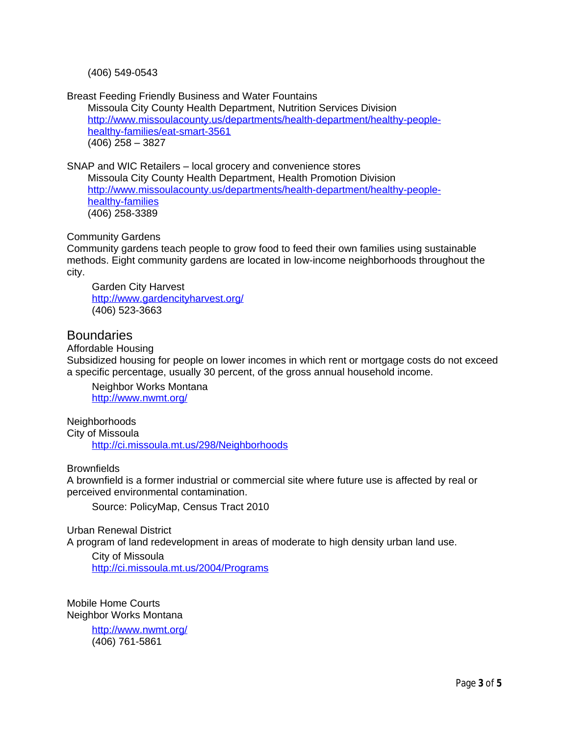(406) 549-0543

Breast Feeding Friendly Business and Water Fountains

Missoula City County Health Department, Nutrition Services Division
http://www.missoulacounty.us/departments/health-department/healthy-people-healthy-families/eat-smart-3561
(406) 258 – 3827

SNAP and WIC Retailers – local grocery and convenience stores

Missoula City County Health Department, Health Promotion Division
http://www.missoulacounty.us/departments/health-department/healthy-people-healthy-families
(406) 258-3389

Community Gardens

Community gardens teach people to grow food to feed their own families using sustainable methods. Eight community gardens are located in low-income neighborhoods throughout the city.

Garden City Harvest
http://www.gardencityharvest.org/
(406) 523-3663

## Boundaries

Affordable Housing

Subsidized housing for people on lower incomes in which rent or mortgage costs do not exceed a specific percentage, usually 30 percent, of the gross annual household income.

Neighbor Works Montana
http://www.nwmt.org/

Neighborhoods

City of Missoula
http://ci.missoula.mt.us/298/Neighborhoods

Brownfields

A brownfield is a former industrial or commercial site where future use is affected by real or perceived environmental contamination.

Source: PolicyMap, Census Tract 2010

Urban Renewal District

A program of land redevelopment in areas of moderate to high density urban land use.

City of Missoula
http://ci.missoula.mt.us/2004/Programs

Mobile Home Courts

Neighbor Works Montana
http://www.nwmt.org/
(406) 761-5861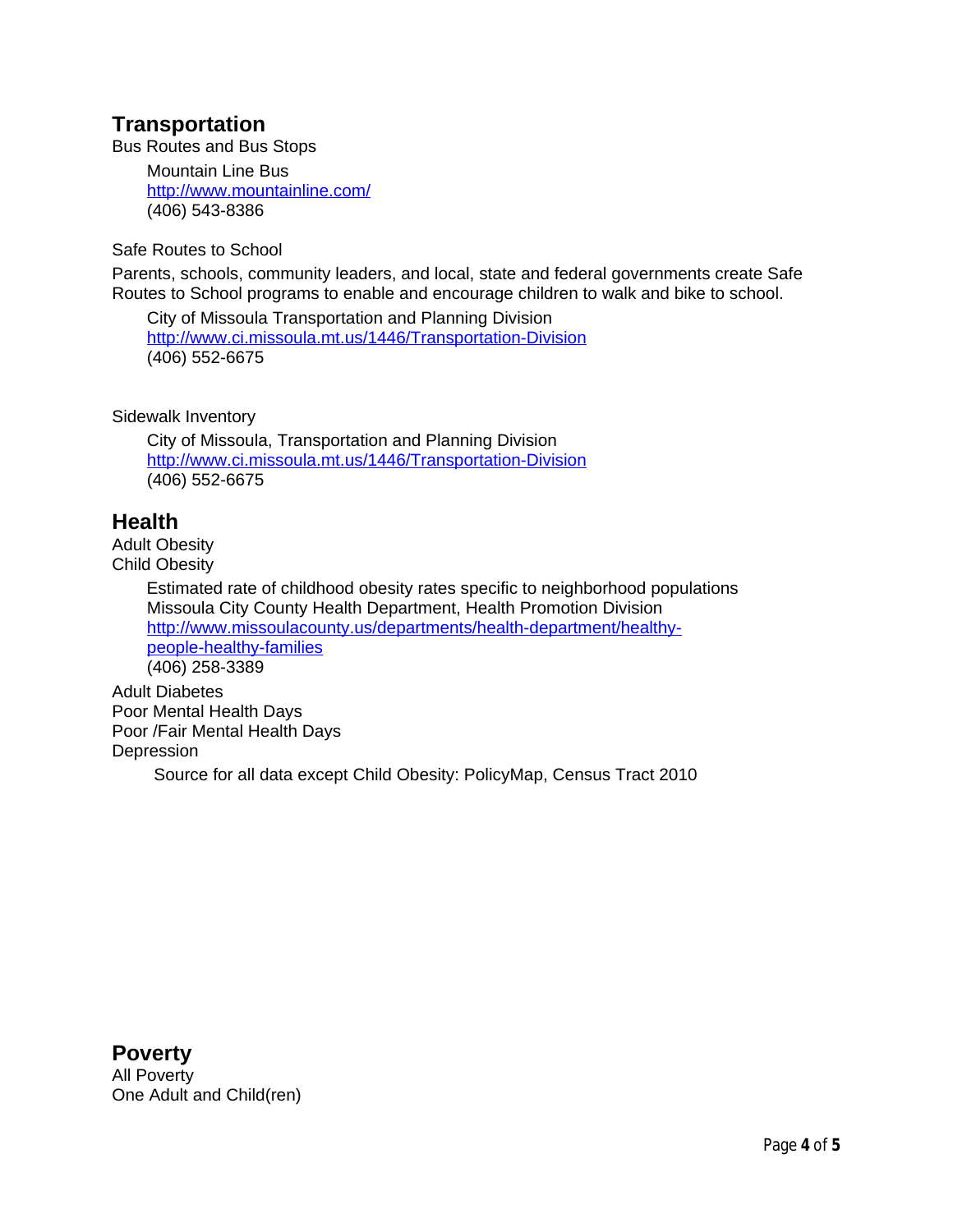## Transportation

Bus Routes and Bus Stops

Mountain Line Bus
http://www.mountainline.com/
(406) 543-8386

Safe Routes to School

Parents, schools, community leaders, and local, state and federal governments create Safe Routes to School programs to enable and encourage children to walk and bike to school.

City of Missoula Transportation and Planning Division
http://www.ci.missoula.mt.us/1446/Transportation-Division
(406) 552-6675

Sidewalk Inventory

City of Missoula, Transportation and Planning Division
http://www.ci.missoula.mt.us/1446/Transportation-Division
(406) 552-6675

## Health

Adult Obesity
Child Obesity

Estimated rate of childhood obesity rates specific to neighborhood populations
Missoula City County Health Department, Health Promotion Division
http://www.missoulacounty.us/departments/health-department/healthy-people-healthy-families
(406) 258-3389

Adult Diabetes
Poor Mental Health Days
Poor /Fair Mental Health Days
Depression

Source for all data except Child Obesity: PolicyMap, Census Tract 2010

## Poverty

All Poverty
One Adult and Child(ren)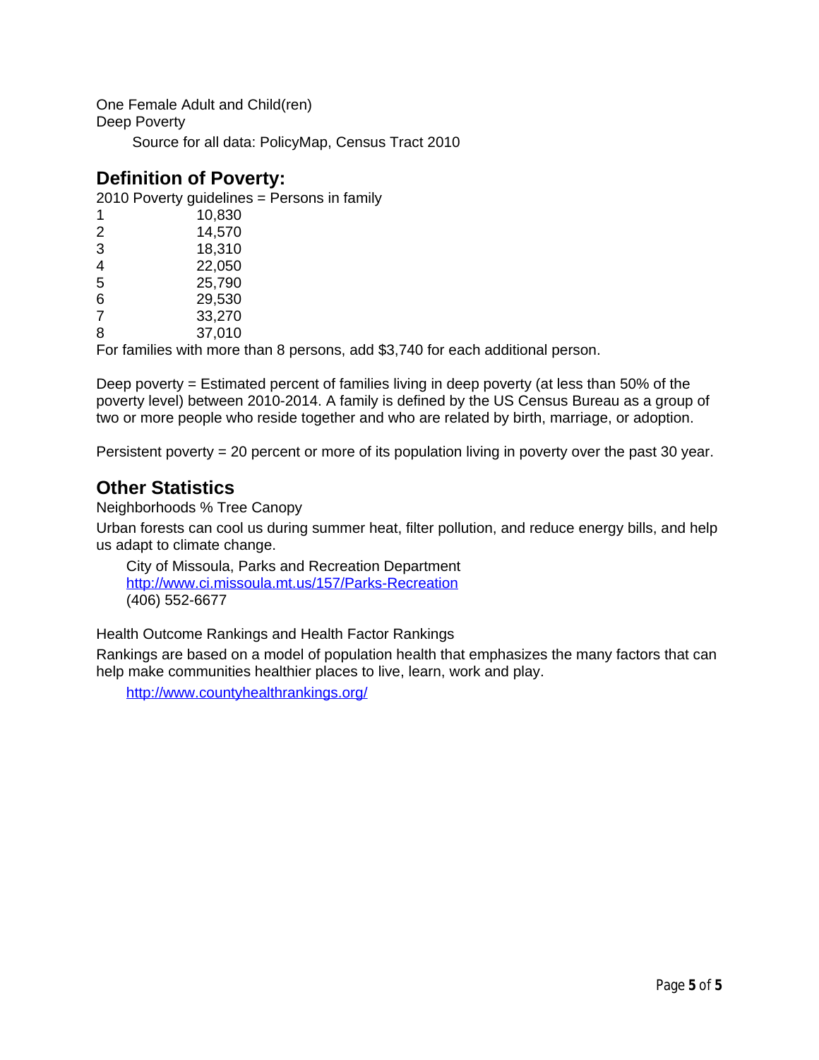One Female Adult and Child(ren)
Deep Poverty

Source for all data: PolicyMap, Census Tract 2010

## Definition of Poverty:

2010 Poverty guidelines = Persons in family

| | |
|---|---|
| 1 | 10,830 |
| 2 | 14,570 |
| 3 | 18,310 |
| 4 | 22,050 |
| 5 | 25,790 |
| 6 | 29,530 |
| 7 | 33,270 |
| 8 | 37,010 |

For families with more than 8 persons, add $3,740 for each additional person.

Deep poverty = Estimated percent of families living in deep poverty (at less than 50% of the poverty level) between 2010-2014. A family is defined by the US Census Bureau as a group of two or more people who reside together and who are related by birth, marriage, or adoption.

Persistent poverty = 20 percent or more of its population living in poverty over the past 30 year.

## Other Statistics

Neighborhoods % Tree Canopy

Urban forests can cool us during summer heat, filter pollution, and reduce energy bills, and help us adapt to climate change.

City of Missoula, Parks and Recreation Department
http://www.ci.missoula.mt.us/157/Parks-Recreation
(406) 552-6677

Health Outcome Rankings and Health Factor Rankings

Rankings are based on a model of population health that emphasizes the many factors that can help make communities healthier places to live, learn, work and play.

http://www.countyhealthrankings.org/